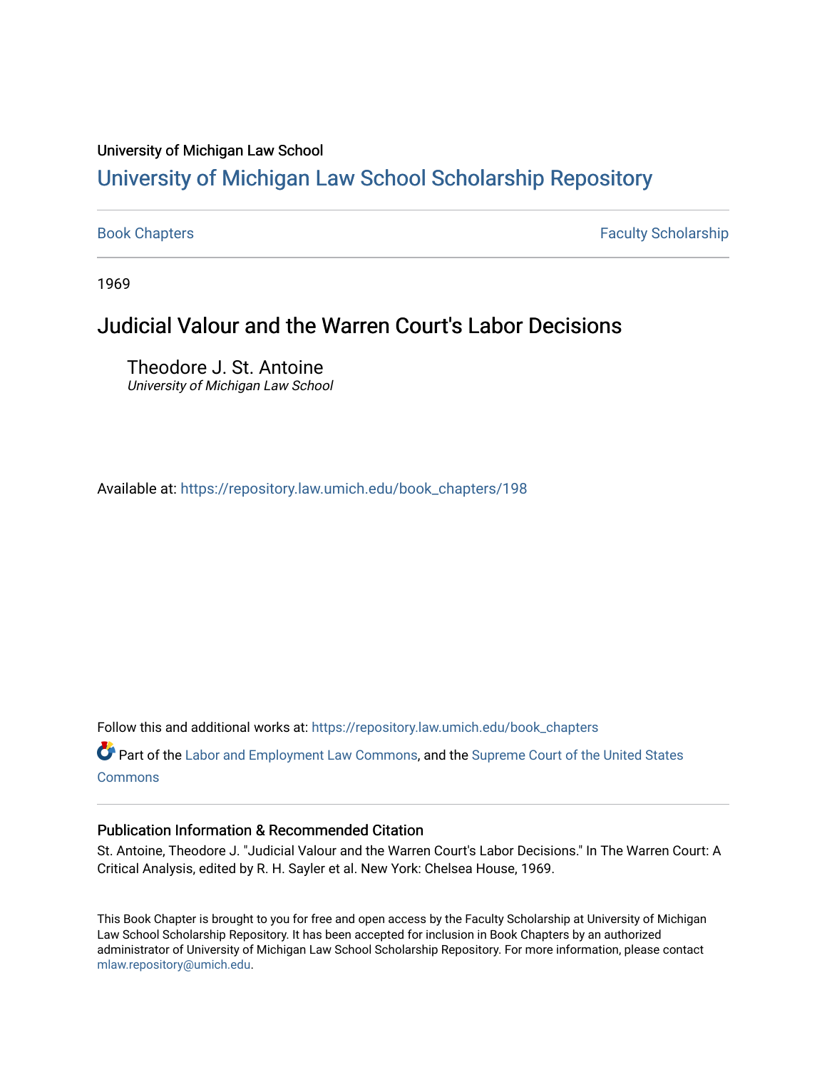University of Michigan Law School

# University of Michigan Law School Scholarship Repository

Book Chapters | Faculty Scholarship

1969

## Judicial Valour and the Warren Court's Labor Decisions

Theodore J. St. Antoine
*University of Michigan Law School*

Available at: https://repository.law.umich.edu/book_chapters/198

Follow this and additional works at: https://repository.law.umich.edu/book_chapters

Part of the Labor and Employment Law Commons, and the Supreme Court of the United States Commons

### Publication Information & Recommended Citation

St. Antoine, Theodore J. "Judicial Valour and the Warren Court's Labor Decisions." In The Warren Court: A Critical Analysis, edited by R. H. Sayler et al. New York: Chelsea House, 1969.

This Book Chapter is brought to you for free and open access by the Faculty Scholarship at University of Michigan Law School Scholarship Repository. It has been accepted for inclusion in Book Chapters by an authorized administrator of University of Michigan Law School Scholarship Repository. For more information, please contact mlaw.repository@umich.edu.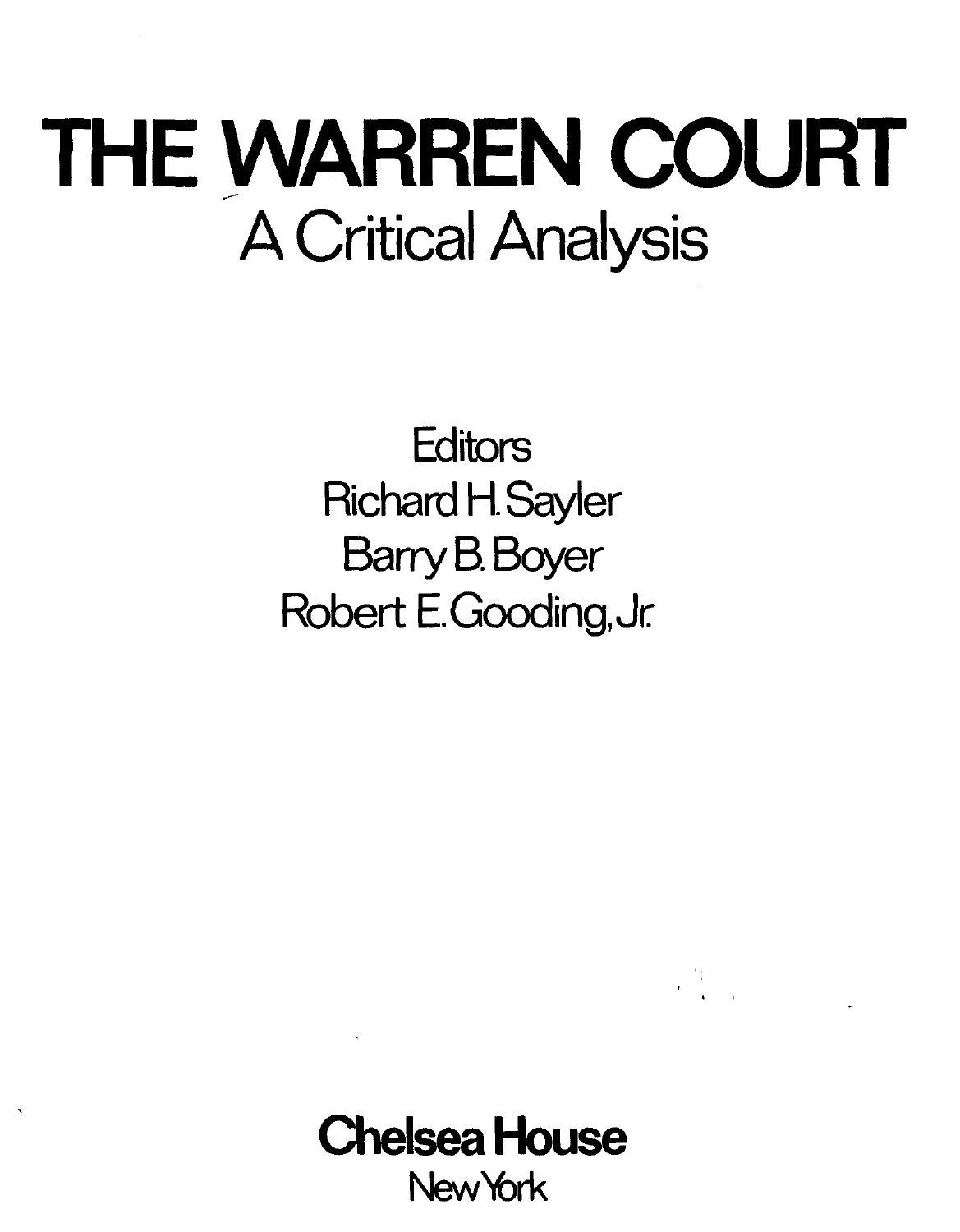# THE WARREN COURT

## A Critical Analysis

Editors

Richard H. Sayler

Barry B. Boyer

Robert E. Gooding, Jr.

**Chelsea House**

New York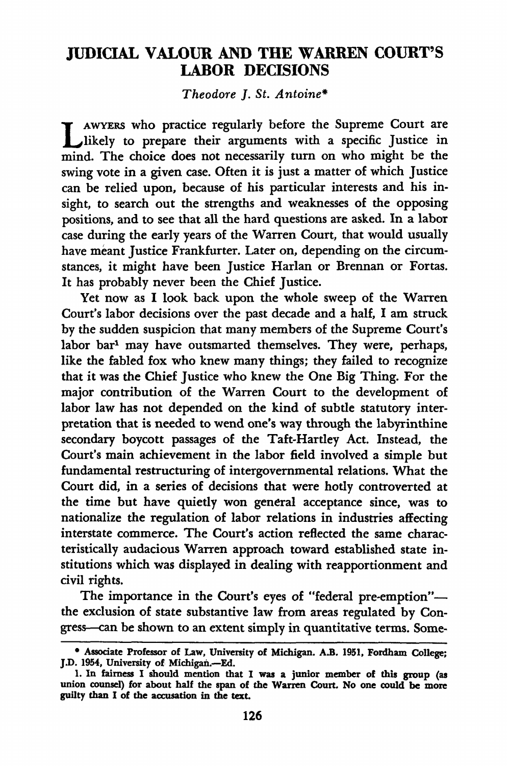# JUDICIAL VALOUR AND THE WARREN COURT'S LABOR DECISIONS

*Theodore J. St. Antoine**

LAWYERS who practice regularly before the Supreme Court are likely to prepare their arguments with a specific Justice in mind. The choice does not necessarily turn on who might be the swing vote in a given case. Often it is just a matter of which Justice can be relied upon, because of his particular interests and his insight, to search out the strengths and weaknesses of the opposing positions, and to see that all the hard questions are asked. In a labor case during the early years of the Warren Court, that would usually have meant Justice Frankfurter. Later on, depending on the circumstances, it might have been Justice Harlan or Brennan or Fortas. It has probably never been the Chief Justice.

Yet now as I look back upon the whole sweep of the Warren Court's labor decisions over the past decade and a half, I am struck by the sudden suspicion that many members of the Supreme Court's labor bar[1] may have outsmarted themselves. They were, perhaps, like the fabled fox who knew many things; they failed to recognize that it was the Chief Justice who knew the One Big Thing. For the major contribution of the Warren Court to the development of labor law has not depended on the kind of subtle statutory interpretation that is needed to wend one's way through the labyrinthine secondary boycott passages of the Taft-Hartley Act. Instead, the Court's main achievement in the labor field involved a simple but fundamental restructuring of intergovernmental relations. What the Court did, in a series of decisions that were hotly controverted at the time but have quietly won general acceptance since, was to nationalize the regulation of labor relations in industries affecting interstate commerce. The Court's action reflected the same characteristically audacious Warren approach toward established state institutions which was displayed in dealing with reapportionment and civil rights.

The importance in the Court's eyes of "federal pre-emption"—the exclusion of state substantive law from areas regulated by Congress—can be shown to an extent simply in quantitative terms. Some-

---

\* Associate Professor of Law, University of Michigan. A.B. 1951, Fordham College; J.D. 1954, University of Michigan.—Ed.

1. In fairness I should mention that I was a junior member of this group (as union counsel) for about half the span of the Warren Court. No one could be more guilty than I of the accusation in the text.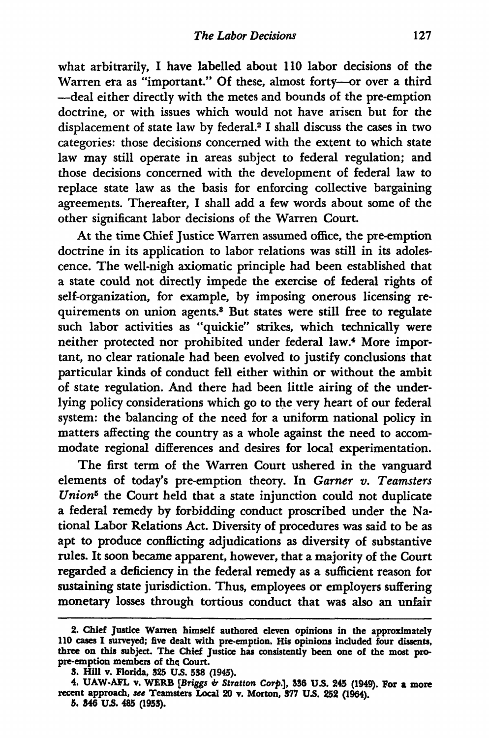what arbitrarily, I have labelled about 110 labor decisions of the Warren era as "important." Of these, almost forty—or over a third—deal either directly with the metes and bounds of the pre-emption doctrine, or with issues which would not have arisen but for the displacement of state law by federal.[2] I shall discuss the cases in two categories: those decisions concerned with the extent to which state law may still operate in areas subject to federal regulation; and those decisions concerned with the development of federal law to replace state law as the basis for enforcing collective bargaining agreements. Thereafter, I shall add a few words about some of the other significant labor decisions of the Warren Court.

At the time Chief Justice Warren assumed office, the pre-emption doctrine in its application to labor relations was still in its adolescence. The well-nigh axiomatic principle had been established that a state could not directly impede the exercise of federal rights of self-organization, for example, by imposing onerous licensing requirements on union agents.[3] But states were still free to regulate such labor activities as "quickie" strikes, which technically were neither protected nor prohibited under federal law.[4] More important, no clear rationale had been evolved to justify conclusions that particular kinds of conduct fell either within or without the ambit of state regulation. And there had been little airing of the underlying policy considerations which go to the very heart of our federal system: the balancing of the need for a uniform national policy in matters affecting the country as a whole against the need to accommodate regional differences and desires for local experimentation.

The first term of the Warren Court ushered in the vanguard elements of today's pre-emption theory. In *Garner v. Teamsters Union*[5] the Court held that a state injunction could not duplicate a federal remedy by forbidding conduct proscribed under the National Labor Relations Act. Diversity of procedures was said to be as apt to produce conflicting adjudications as diversity of substantive rules. It soon became apparent, however, that a majority of the Court regarded a deficiency in the federal remedy as a sufficient reason for sustaining state jurisdiction. Thus, employees or employers suffering monetary losses through tortious conduct that was also an unfair

---

2. Chief Justice Warren himself authored eleven opinions in the approximately 110 cases I surveyed; five dealt with pre-emption. His opinions included four dissents, three on this subject. The Chief Justice has consistently been one of the most pro-pre-emption members of the Court.

3. Hill v. Florida, 325 U.S. 538 (1945).

4. UAW-AFL v. WERB [*Briggs & Stratton Corp.*], 336 U.S. 245 (1949). For a more recent approach, *see* Teamsters Local 20 v. Morton, 377 U.S. 252 (1964).

5. 346 U.S. 485 (1953).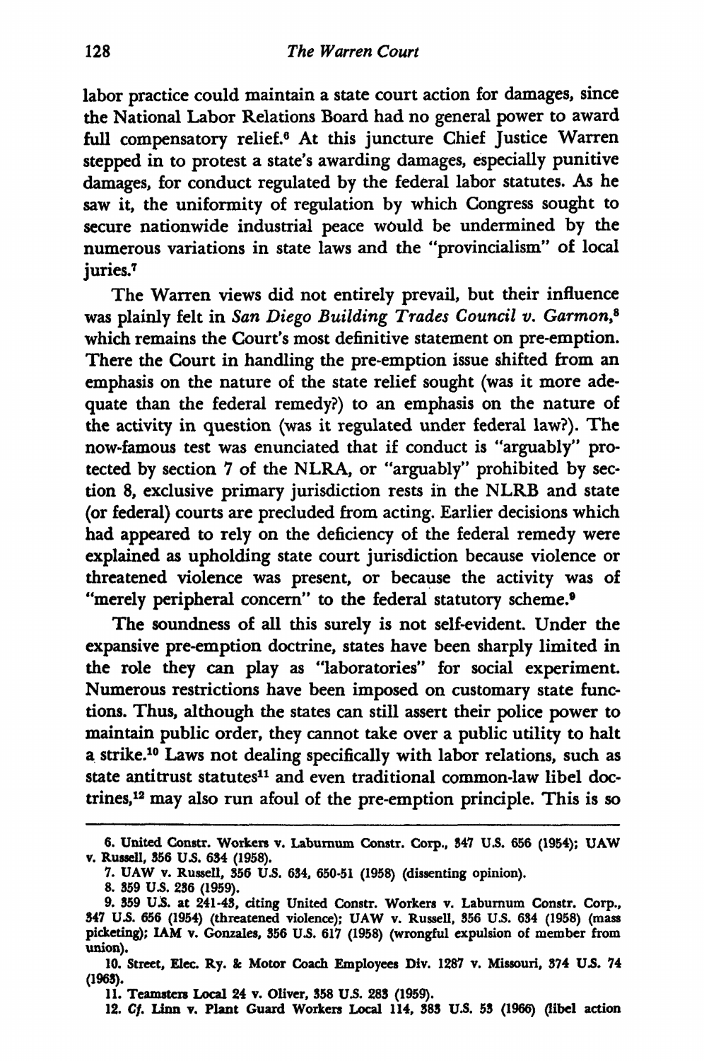labor practice could maintain a state court action for damages, since the National Labor Relations Board had no general power to award full compensatory relief.[6] At this juncture Chief Justice Warren stepped in to protest a state's awarding damages, especially punitive damages, for conduct regulated by the federal labor statutes. As he saw it, the uniformity of regulation by which Congress sought to secure nationwide industrial peace would be undermined by the numerous variations in state laws and the "provincialism" of local juries.[7]

The Warren views did not entirely prevail, but their influence was plainly felt in *San Diego Building Trades Council v. Garmon*,[8] which remains the Court's most definitive statement on pre-emption. There the Court in handling the pre-emption issue shifted from an emphasis on the nature of the state relief sought (was it more adequate than the federal remedy?) to an emphasis on the nature of the activity in question (was it regulated under federal law?). The now-famous test was enunciated that if conduct is "arguably" protected by section 7 of the NLRA, or "arguably" prohibited by section 8, exclusive primary jurisdiction rests in the NLRB and state (or federal) courts are precluded from acting. Earlier decisions which had appeared to rely on the deficiency of the federal remedy were explained as upholding state court jurisdiction because violence or threatened violence was present, or because the activity was of "merely peripheral concern" to the federal statutory scheme.[9]

The soundness of all this surely is not self-evident. Under the expansive pre-emption doctrine, states have been sharply limited in the role they can play as "laboratories" for social experiment. Numerous restrictions have been imposed on customary state functions. Thus, although the states can still assert their police power to maintain public order, they cannot take over a public utility to halt a strike.[10] Laws not dealing specifically with labor relations, such as state antitrust statutes[11] and even traditional common-law libel doctrines,[12] may also run afoul of the pre-emption principle. This is so

---

6. United Constr. Workers v. Laburnum Constr. Corp., 347 U.S. 656 (1954); UAW v. Russell, 356 U.S. 634 (1958).

7. UAW v. Russell, 356 U.S. 634, 650-51 (1958) (dissenting opinion).

8. 359 U.S. 236 (1959).

9. 359 U.S. at 241-43, citing United Constr. Workers v. Laburnum Constr. Corp., 347 U.S. 656 (1954) (threatened violence); UAW v. Russell, 356 U.S. 634 (1958) (mass picketing); IAM v. Gonzales, 356 U.S. 617 (1958) (wrongful expulsion of member from union).

10. Street, Elec. Ry. & Motor Coach Employees Div. 1287 v. Missouri, 374 U.S. 74 (1963).

11. Teamsters Local 24 v. Oliver, 358 U.S. 283 (1959).

12. *Cf.* Linn v. Plant Guard Workers Local 114, 383 U.S. 53 (1966) (libel action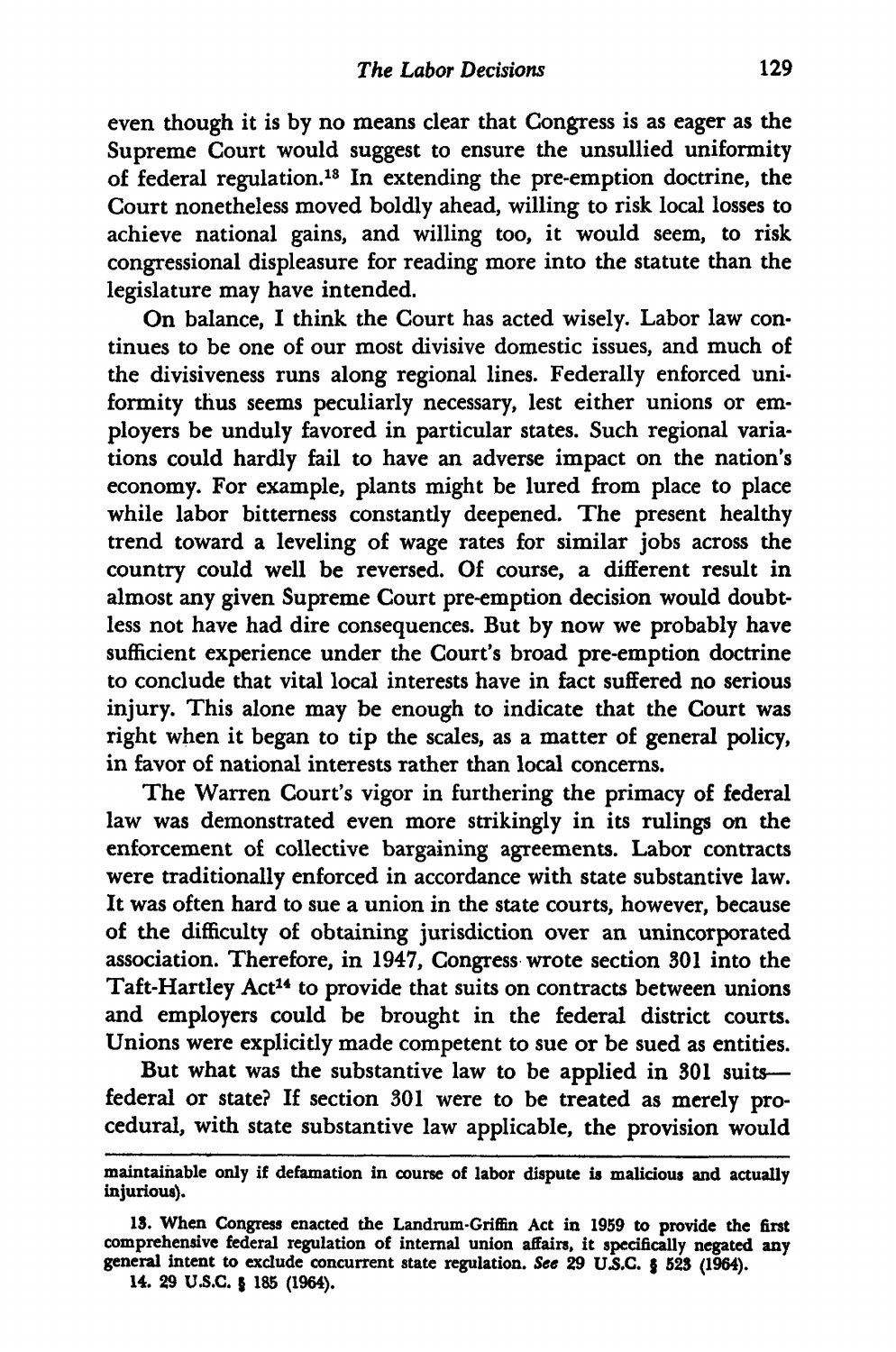even though it is by no means clear that Congress is as eager as the Supreme Court would suggest to ensure the unsullied uniformity of federal regulation.[13] In extending the pre-emption doctrine, the Court nonetheless moved boldly ahead, willing to risk local losses to achieve national gains, and willing too, it would seem, to risk congressional displeasure for reading more into the statute than the legislature may have intended.

On balance, I think the Court has acted wisely. Labor law continues to be one of our most divisive domestic issues, and much of the divisiveness runs along regional lines. Federally enforced uniformity thus seems peculiarly necessary, lest either unions or employers be unduly favored in particular states. Such regional variations could hardly fail to have an adverse impact on the nation's economy. For example, plants might be lured from place to place while labor bitterness constantly deepened. The present healthy trend toward a leveling of wage rates for similar jobs across the country could well be reversed. Of course, a different result in almost any given Supreme Court pre-emption decision would doubtless not have had dire consequences. But by now we probably have sufficient experience under the Court's broad pre-emption doctrine to conclude that vital local interests have in fact suffered no serious injury. This alone may be enough to indicate that the Court was right when it began to tip the scales, as a matter of general policy, in favor of national interests rather than local concerns.

The Warren Court's vigor in furthering the primacy of federal law was demonstrated even more strikingly in its rulings on the enforcement of collective bargaining agreements. Labor contracts were traditionally enforced in accordance with state substantive law. It was often hard to sue a union in the state courts, however, because of the difficulty of obtaining jurisdiction over an unincorporated association. Therefore, in 1947, Congress wrote section 301 into the Taft-Hartley Act[14] to provide that suits on contracts between unions and employers could be brought in the federal district courts. Unions were explicitly made competent to sue or be sued as entities.

But what was the substantive law to be applied in 301 suits—federal or state? If section 301 were to be treated as merely procedural, with state substantive law applicable, the provision would

---

maintainable only if defamation in course of labor dispute is malicious and actually injurious).

13. When Congress enacted the Landrum-Griffin Act in 1959 to provide the first comprehensive federal regulation of internal union affairs, it specifically negated any general intent to exclude concurrent state regulation. *See* 29 U.S.C. § 523 (1964).

14. 29 U.S.C. § 185 (1964).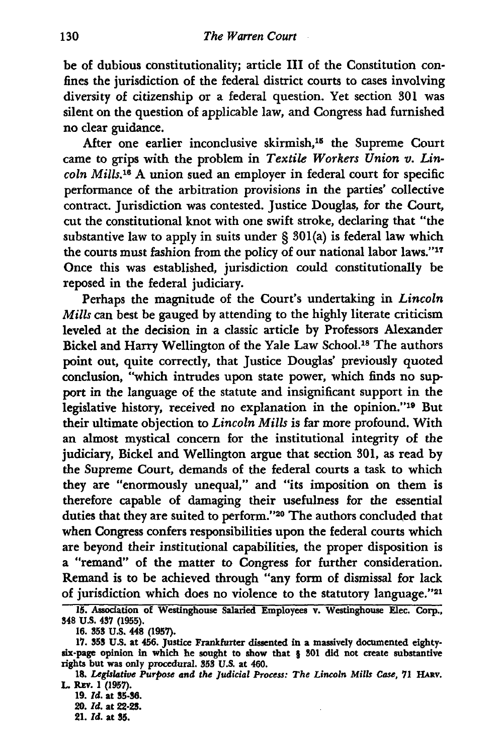be of dubious constitutionality; article III of the Constitution confines the jurisdiction of the federal district courts to cases involving diversity of citizenship or a federal question. Yet section 301 was silent on the question of applicable law, and Congress had furnished no clear guidance.

After one earlier inconclusive skirmish,[15] the Supreme Court came to grips with the problem in *Textile Workers Union v. Lincoln Mills.*[16] A union sued an employer in federal court for specific performance of the arbitration provisions in the parties' collective contract. Jurisdiction was contested. Justice Douglas, for the Court, cut the constitutional knot with one swift stroke, declaring that "the substantive law to apply in suits under § 301(a) is federal law which the courts must fashion from the policy of our national labor laws."[17] Once this was established, jurisdiction could constitutionally be reposed in the federal judiciary.

Perhaps the magnitude of the Court's undertaking in *Lincoln Mills* can best be gauged by attending to the highly literate criticism leveled at the decision in a classic article by Professors Alexander Bickel and Harry Wellington of the Yale Law School.[18] The authors point out, quite correctly, that Justice Douglas' previously quoted conclusion, "which intrudes upon state power, which finds no support in the language of the statute and insignificant support in the legislative history, received no explanation in the opinion."[19] But their ultimate objection to *Lincoln Mills* is far more profound. With an almost mystical concern for the institutional integrity of the judiciary, Bickel and Wellington argue that section 301, as read by the Supreme Court, demands of the federal courts a task to which they are "enormously unequal," and "its imposition on them is therefore capable of damaging their usefulness for the essential duties that they are suited to perform."[20] The authors concluded that when Congress confers responsibilities upon the federal courts which are beyond their institutional capabilities, the proper disposition is a "remand" of the matter to Congress for further consideration. Remand is to be achieved through "any form of dismissal for lack of jurisdiction which does no violence to the statutory language."[21]

---

15. Association of Westinghouse Salaried Employees v. Westinghouse Elec. Corp., 348 U.S. 437 (1955).

16. 353 U.S. 448 (1957).

17. 353 U.S. at 456. Justice Frankfurter dissented in a massively documented eighty-six-page opinion in which he sought to show that § 301 did not create substantive rights but was only procedural. 353 U.S. at 460.

18. *Legislative Purpose and the Judicial Process: The Lincoln Mills Case*, 71 HARV. L. REV. 1 (1957).

19. *Id.* at 35-36.

20. *Id.* at 22-23.

21. *Id.* at 35.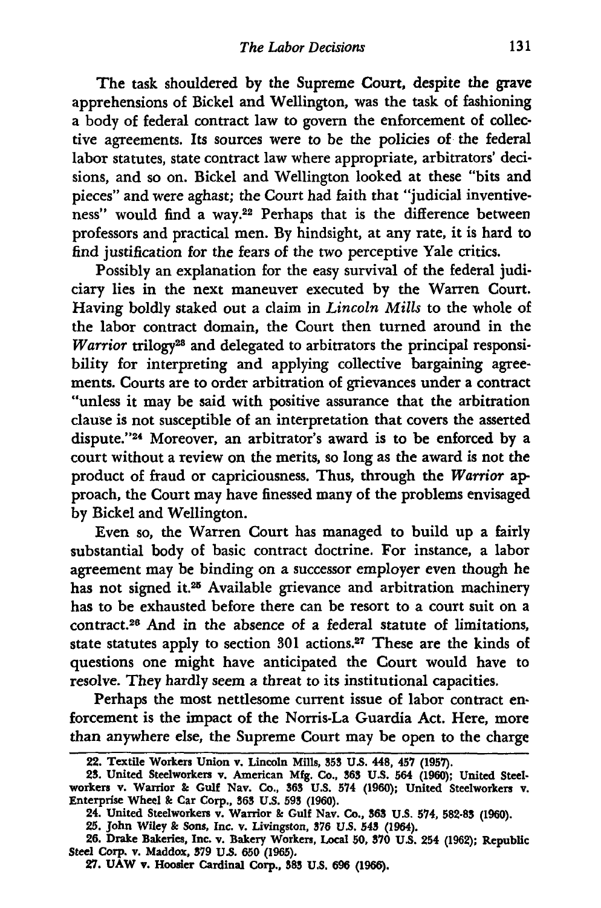The task shouldered by the Supreme Court, despite the grave apprehensions of Bickel and Wellington, was the task of fashioning a body of federal contract law to govern the enforcement of collective agreements. Its sources were to be the policies of the federal labor statutes, state contract law where appropriate, arbitrators' decisions, and so on. Bickel and Wellington looked at these "bits and pieces" and were aghast; the Court had faith that "judicial inventiveness" would find a way.[22] Perhaps that is the difference between professors and practical men. By hindsight, at any rate, it is hard to find justification for the fears of the two perceptive Yale critics.

Possibly an explanation for the easy survival of the federal judiciary lies in the next maneuver executed by the Warren Court. Having boldly staked out a claim in *Lincoln Mills* to the whole of the labor contract domain, the Court then turned around in the *Warrior* trilogy[23] and delegated to arbitrators the principal responsibility for interpreting and applying collective bargaining agreements. Courts are to order arbitration of grievances under a contract "unless it may be said with positive assurance that the arbitration clause is not susceptible of an interpretation that covers the asserted dispute."[24] Moreover, an arbitrator's award is to be enforced by a court without a review on the merits, so long as the award is not the product of fraud or capriciousness. Thus, through the *Warrior* approach, the Court may have finessed many of the problems envisaged by Bickel and Wellington.

Even so, the Warren Court has managed to build up a fairly substantial body of basic contract doctrine. For instance, a labor agreement may be binding on a successor employer even though he has not signed it.[25] Available grievance and arbitration machinery has to be exhausted before there can be resort to a court suit on a contract.[26] And in the absence of a federal statute of limitations, state statutes apply to section 301 actions.[27] These are the kinds of questions one might have anticipated the Court would have to resolve. They hardly seem a threat to its institutional capacities.

Perhaps the most nettlesome current issue of labor contract enforcement is the impact of the Norris-La Guardia Act. Here, more than anywhere else, the Supreme Court may be open to the charge

---

22. Textile Workers Union v. Lincoln Mills, 353 U.S. 448, 457 (1957).

23. United Steelworkers v. American Mfg. Co., 363 U.S. 564 (1960); United Steelworkers v. Warrior & Gulf Nav. Co., 363 U.S. 574 (1960); United Steelworkers v. Enterprise Wheel & Car Corp., 363 U.S. 593 (1960).

24. United Steelworkers v. Warrior & Gulf Nav. Co., 363 U.S. 574, 582-83 (1960).

25. John Wiley & Sons, Inc. v. Livingston, 376 U.S. 543 (1964).

26. Drake Bakeries, Inc. v. Bakery Workers, Local 50, 370 U.S. 254 (1962); Republic Steel Corp. v. Maddox, 379 U.S. 650 (1965).

27. UAW v. Hoosier Cardinal Corp., 383 U.S. 696 (1966).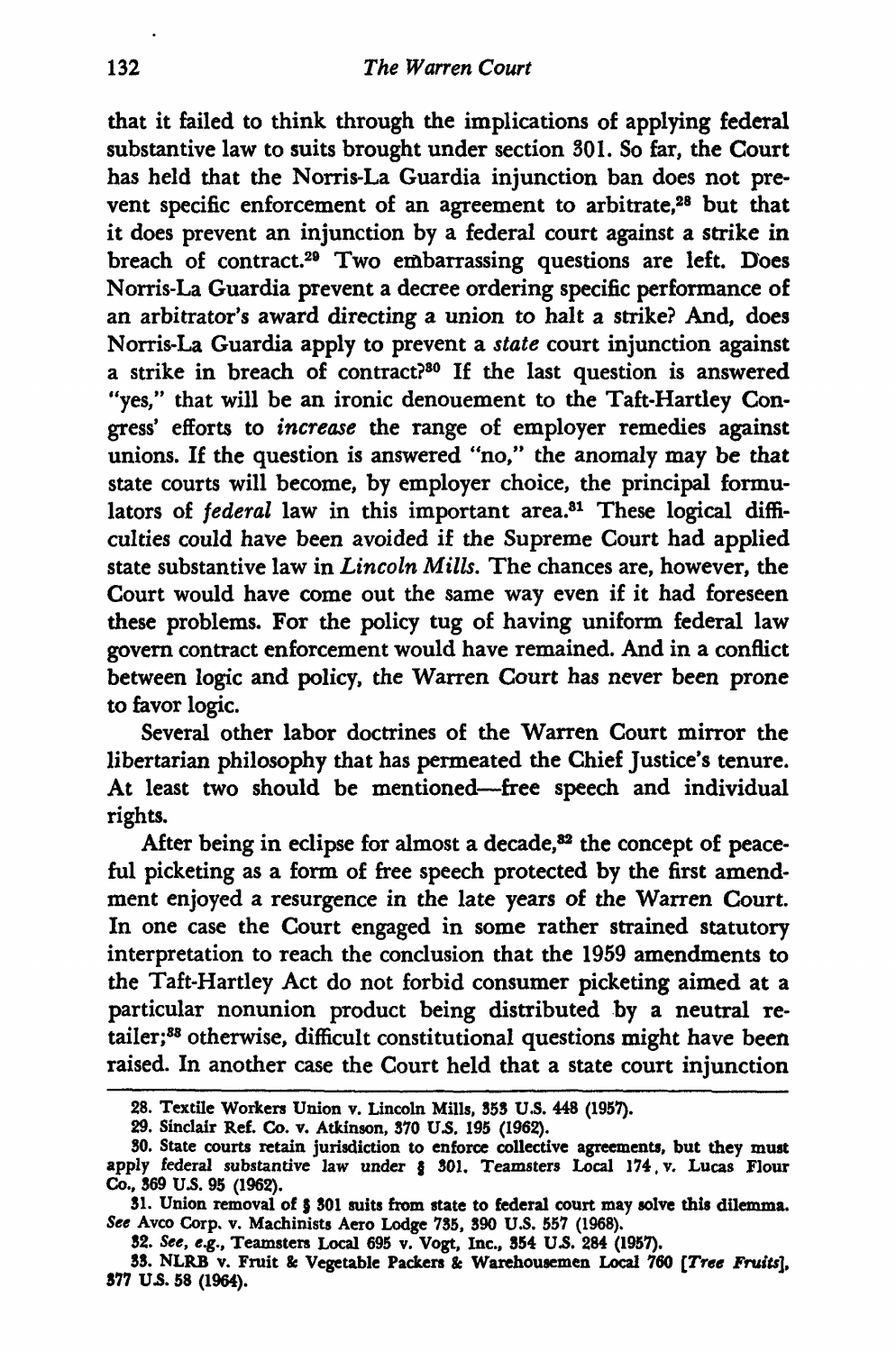that it failed to think through the implications of applying federal substantive law to suits brought under section 301. So far, the Court has held that the Norris-La Guardia injunction ban does not prevent specific enforcement of an agreement to arbitrate,[28] but that it does prevent an injunction by a federal court against a strike in breach of contract.[29] Two embarrassing questions are left. Does Norris-La Guardia prevent a decree ordering specific performance of an arbitrator's award directing a union to halt a strike? And, does Norris-La Guardia apply to prevent a *state* court injunction against a strike in breach of contract?[30] If the last question is answered "yes," that will be an ironic denouement to the Taft-Hartley Congress' efforts to *increase* the range of employer remedies against unions. If the question is answered "no," the anomaly may be that state courts will become, by employer choice, the principal formulators of *federal* law in this important area.[31] These logical difficulties could have been avoided if the Supreme Court had applied state substantive law in *Lincoln Mills.* The chances are, however, the Court would have come out the same way even if it had foreseen these problems. For the policy tug of having uniform federal law govern contract enforcement would have remained. And in a conflict between logic and policy, the Warren Court has never been prone to favor logic.

Several other labor doctrines of the Warren Court mirror the libertarian philosophy that has permeated the Chief Justice's tenure. At least two should be mentioned—free speech and individual rights.

After being in eclipse for almost a decade,[32] the concept of peaceful picketing as a form of free speech protected by the first amendment enjoyed a resurgence in the late years of the Warren Court. In one case the Court engaged in some rather strained statutory interpretation to reach the conclusion that the 1959 amendments to the Taft-Hartley Act do not forbid consumer picketing aimed at a particular nonunion product being distributed by a neutral retailer;[33] otherwise, difficult constitutional questions might have been raised. In another case the Court held that a state court injunction

---

28. Textile Workers Union v. Lincoln Mills, 353 U.S. 448 (1957).

29. Sinclair Ref. Co. v. Atkinson, 370 U.S. 195 (1962).

30. State courts retain jurisdiction to enforce collective agreements, but they must apply federal substantive law under § 301. Teamsters Local 174, v. Lucas Flour Co., 369 U.S. 95 (1962).

31. Union removal of § 301 suits from state to federal court may solve this dilemma. *See* Avco Corp. v. Machinists Aero Lodge 735, 390 U.S. 557 (1968).

32. *See, e.g.,* Teamsters Local 695 v. Vogt, Inc., 354 U.S. 284 (1957).

33. NLRB v. Fruit & Vegetable Packers & Warehousemen Local 760 [*Tree Fruits*], 377 U.S. 58 (1964).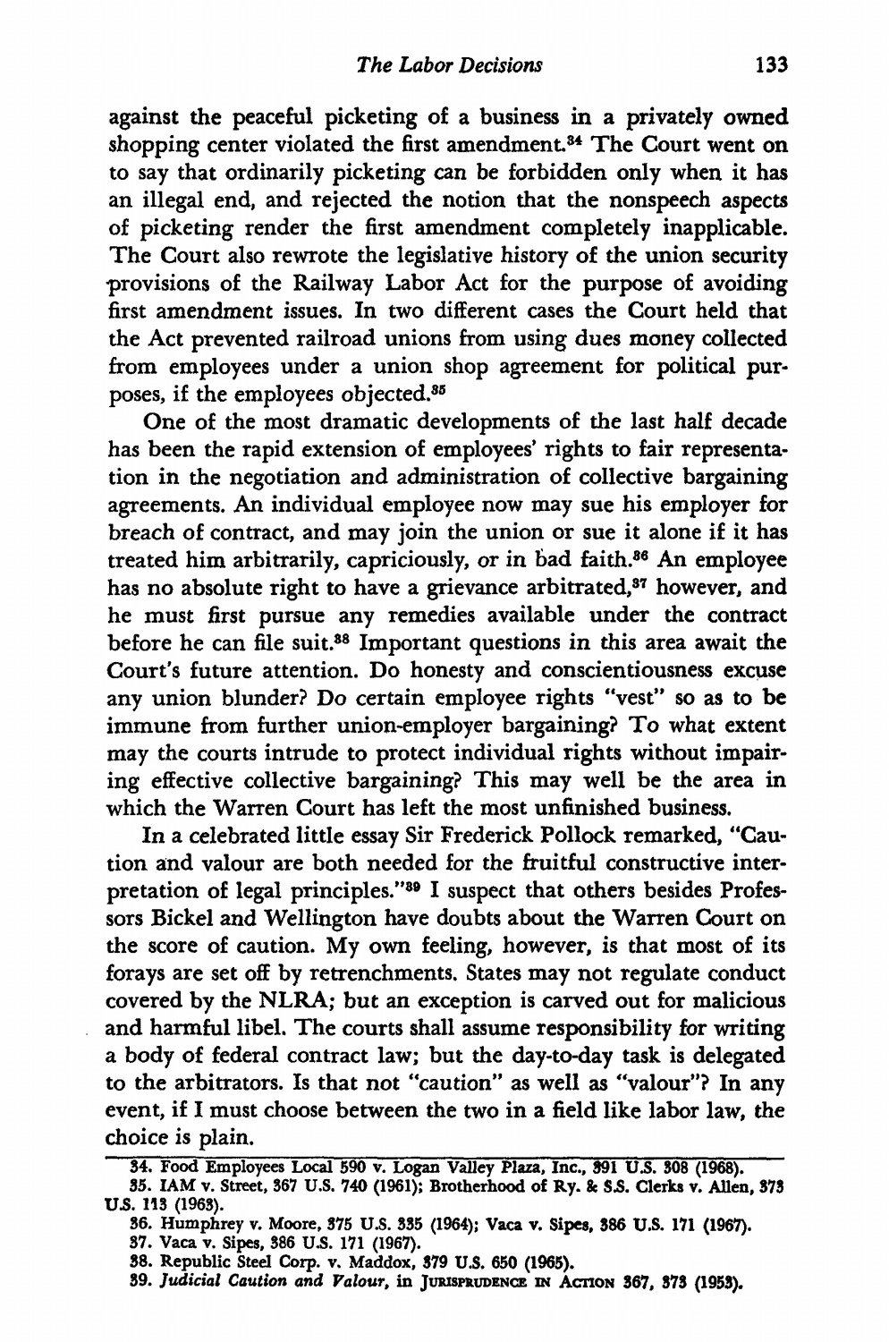against the peaceful picketing of a business in a privately owned shopping center violated the first amendment.[34] The Court went on to say that ordinarily picketing can be forbidden only when it has an illegal end, and rejected the notion that the nonspeech aspects of picketing render the first amendment completely inapplicable. The Court also rewrote the legislative history of the union security provisions of the Railway Labor Act for the purpose of avoiding first amendment issues. In two different cases the Court held that the Act prevented railroad unions from using dues money collected from employees under a union shop agreement for political purposes, if the employees objected.[35]

One of the most dramatic developments of the last half decade has been the rapid extension of employees' rights to fair representation in the negotiation and administration of collective bargaining agreements. An individual employee now may sue his employer for breach of contract, and may join the union or sue it alone if it has treated him arbitrarily, capriciously, or in bad faith.[36] An employee has no absolute right to have a grievance arbitrated,[37] however, and he must first pursue any remedies available under the contract before he can file suit.[38] Important questions in this area await the Court's future attention. Do honesty and conscientiousness excuse any union blunder? Do certain employee rights "vest" so as to be immune from further union-employer bargaining? To what extent may the courts intrude to protect individual rights without impairing effective collective bargaining? This may well be the area in which the Warren Court has left the most unfinished business.

In a celebrated little essay Sir Frederick Pollock remarked, "Caution and valour are both needed for the fruitful constructive interpretation of legal principles."[39] I suspect that others besides Professors Bickel and Wellington have doubts about the Warren Court on the score of caution. My own feeling, however, is that most of its forays are set off by retrenchments. States may not regulate conduct covered by the NLRA; but an exception is carved out for malicious and harmful libel. The courts shall assume responsibility for writing a body of federal contract law; but the day-to-day task is delegated to the arbitrators. Is that not "caution" as well as "valour"? In any event, if I must choose between the two in a field like labor law, the choice is plain.

---

34. Food Employees Local 590 v. Logan Valley Plaza, Inc., 391 U.S. 308 (1968).

35. IAM v. Street, 367 U.S. 740 (1961); Brotherhood of Ry. & S.S. Clerks v. Allen, 373 U.S. 113 (1963).

36. Humphrey v. Moore, 375 U.S. 335 (1964); Vaca v. Sipes, 386 U.S. 171 (1967).

37. Vaca v. Sipes, 386 U.S. 171 (1967).

38. Republic Steel Corp. v. Maddox, 379 U.S. 650 (1965).

39. *Judicial Caution and Valour*, in JURISPRUDENCE IN ACTION 367, 373 (1953).